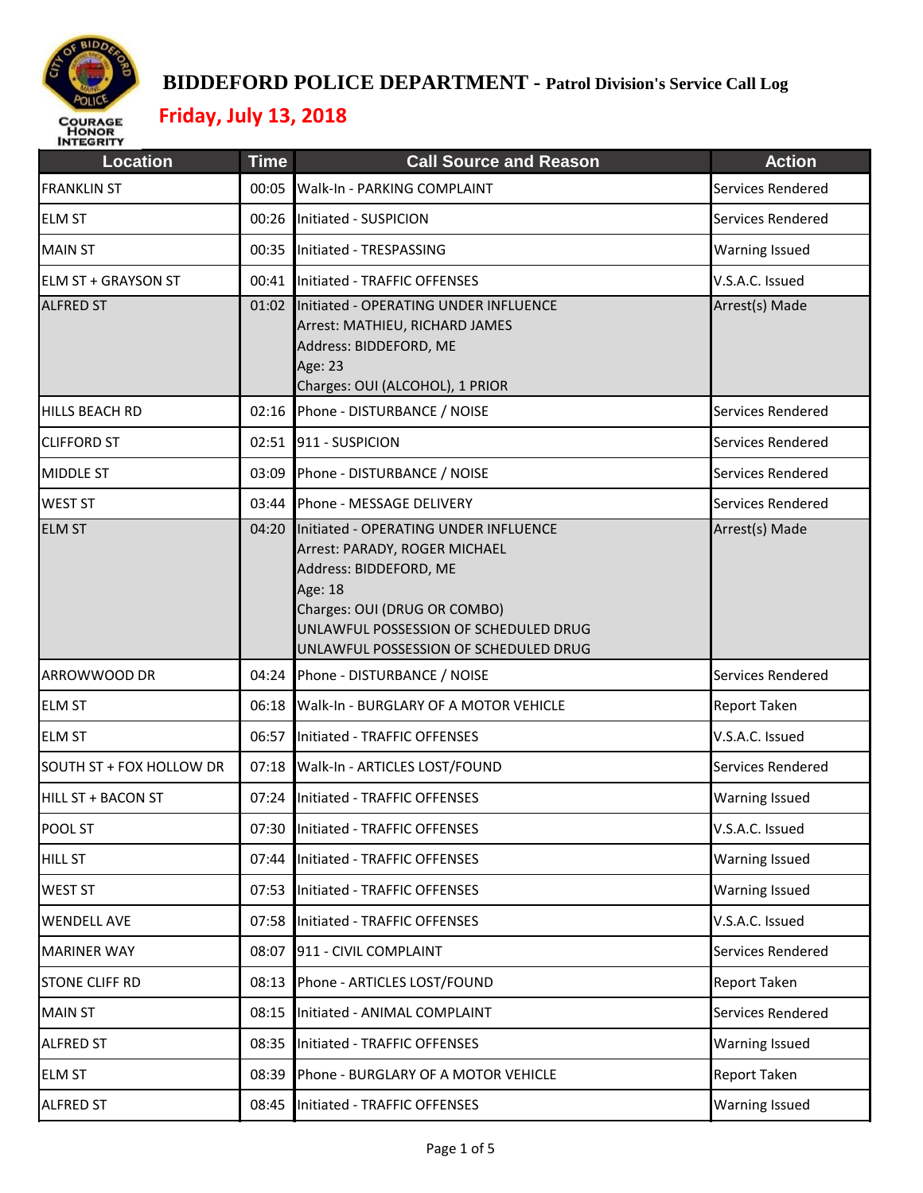# BIDDEFORD POLICE DEPARTMENT - Patrol Division's Service Call Log

## Friday, July 13, 2018

| Location | Time | Call Source and Reason | Action |
|---|---|---|---|
| FRANKLIN ST | 00:05 | Walk-In - PARKING COMPLAINT | Services Rendered |
| ELM ST | 00:26 | Initiated - SUSPICION | Services Rendered |
| MAIN ST | 00:35 | Initiated - TRESPASSING | Warning Issued |
| ELM ST + GRAYSON ST | 00:41 | Initiated - TRAFFIC OFFENSES | V.S.A.C. Issued |
| ALFRED ST | 01:02 | Initiated - OPERATING UNDER INFLUENCE<br>Arrest: MATHIEU, RICHARD JAMES<br>Address: BIDDEFORD, ME<br>Age: 23<br>Charges: OUI (ALCOHOL), 1 PRIOR | Arrest(s) Made |
| HILLS BEACH RD | 02:16 | Phone - DISTURBANCE / NOISE | Services Rendered |
| CLIFFORD ST | 02:51 | 911 - SUSPICION | Services Rendered |
| MIDDLE ST | 03:09 | Phone - DISTURBANCE / NOISE | Services Rendered |
| WEST ST | 03:44 | Phone - MESSAGE DELIVERY | Services Rendered |
| ELM ST | 04:20 | Initiated - OPERATING UNDER INFLUENCE<br>Arrest: PARADY, ROGER MICHAEL<br>Address: BIDDEFORD, ME<br>Age: 18<br>Charges: OUI (DRUG OR COMBO)<br>UNLAWFUL POSSESSION OF SCHEDULED DRUG<br>UNLAWFUL POSSESSION OF SCHEDULED DRUG | Arrest(s) Made |
| ARROWWOOD DR | 04:24 | Phone - DISTURBANCE / NOISE | Services Rendered |
| ELM ST | 06:18 | Walk-In - BURGLARY OF A MOTOR VEHICLE | Report Taken |
| ELM ST | 06:57 | Initiated - TRAFFIC OFFENSES | V.S.A.C. Issued |
| SOUTH ST + FOX HOLLOW DR | 07:18 | Walk-In - ARTICLES LOST/FOUND | Services Rendered |
| HILL ST + BACON ST | 07:24 | Initiated - TRAFFIC OFFENSES | Warning Issued |
| POOL ST | 07:30 | Initiated - TRAFFIC OFFENSES | V.S.A.C. Issued |
| HILL ST | 07:44 | Initiated - TRAFFIC OFFENSES | Warning Issued |
| WEST ST | 07:53 | Initiated - TRAFFIC OFFENSES | Warning Issued |
| WENDELL AVE | 07:58 | Initiated - TRAFFIC OFFENSES | V.S.A.C. Issued |
| MARINER WAY | 08:07 | 911 - CIVIL COMPLAINT | Services Rendered |
| STONE CLIFF RD | 08:13 | Phone - ARTICLES LOST/FOUND | Report Taken |
| MAIN ST | 08:15 | Initiated - ANIMAL COMPLAINT | Services Rendered |
| ALFRED ST | 08:35 | Initiated - TRAFFIC OFFENSES | Warning Issued |
| ELM ST | 08:39 | Phone - BURGLARY OF A MOTOR VEHICLE | Report Taken |
| ALFRED ST | 08:45 | Initiated - TRAFFIC OFFENSES | Warning Issued |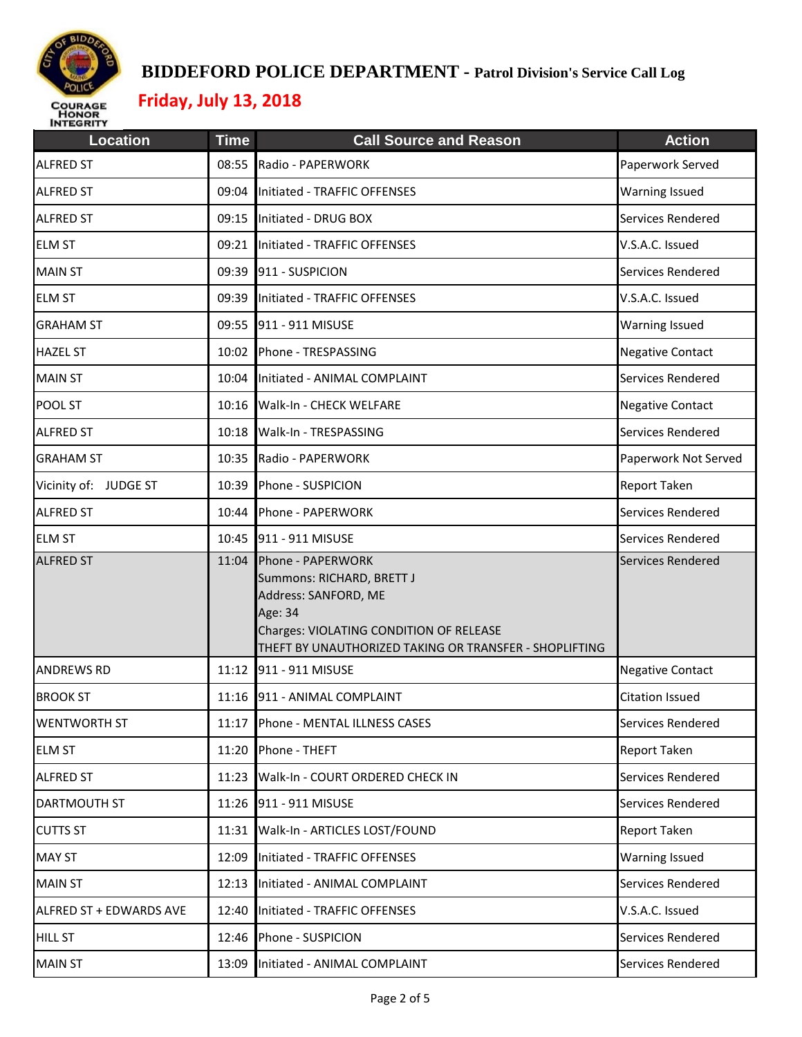# BIDDEFORD POLICE DEPARTMENT - Patrol Division's Service Call Log

## Friday, July 13, 2018

| Location | Time | Call Source and Reason | Action |
|---|---|---|---|
| ALFRED ST | 08:55 | Radio - PAPERWORK | Paperwork Served |
| ALFRED ST | 09:04 | Initiated - TRAFFIC OFFENSES | Warning Issued |
| ALFRED ST | 09:15 | Initiated - DRUG BOX | Services Rendered |
| ELM ST | 09:21 | Initiated - TRAFFIC OFFENSES | V.S.A.C. Issued |
| MAIN ST | 09:39 | 911 - SUSPICION | Services Rendered |
| ELM ST | 09:39 | Initiated - TRAFFIC OFFENSES | V.S.A.C. Issued |
| GRAHAM ST | 09:55 | 911 - 911 MISUSE | Warning Issued |
| HAZEL ST | 10:02 | Phone - TRESPASSING | Negative Contact |
| MAIN ST | 10:04 | Initiated - ANIMAL COMPLAINT | Services Rendered |
| POOL ST | 10:16 | Walk-In - CHECK WELFARE | Negative Contact |
| ALFRED ST | 10:18 | Walk-In - TRESPASSING | Services Rendered |
| GRAHAM ST | 10:35 | Radio - PAPERWORK | Paperwork Not Served |
| Vicinity of: JUDGE ST | 10:39 | Phone - SUSPICION | Report Taken |
| ALFRED ST | 10:44 | Phone - PAPERWORK | Services Rendered |
| ELM ST | 10:45 | 911 - 911 MISUSE | Services Rendered |
| ALFRED ST | 11:04 | Phone - PAPERWORK<br>Summons: RICHARD, BRETT J<br>Address: SANFORD, ME<br>Age: 34<br>Charges: VIOLATING CONDITION OF RELEASE<br>THEFT BY UNAUTHORIZED TAKING OR TRANSFER - SHOPLIFTING | Services Rendered |
| ANDREWS RD | 11:12 | 911 - 911 MISUSE | Negative Contact |
| BROOK ST | 11:16 | 911 - ANIMAL COMPLAINT | Citation Issued |
| WENTWORTH ST | 11:17 | Phone - MENTAL ILLNESS CASES | Services Rendered |
| ELM ST | 11:20 | Phone - THEFT | Report Taken |
| ALFRED ST | 11:23 | Walk-In - COURT ORDERED CHECK IN | Services Rendered |
| DARTMOUTH ST | 11:26 | 911 - 911 MISUSE | Services Rendered |
| CUTTS ST | 11:31 | Walk-In - ARTICLES LOST/FOUND | Report Taken |
| MAY ST | 12:09 | Initiated - TRAFFIC OFFENSES | Warning Issued |
| MAIN ST | 12:13 | Initiated - ANIMAL COMPLAINT | Services Rendered |
| ALFRED ST + EDWARDS AVE | 12:40 | Initiated - TRAFFIC OFFENSES | V.S.A.C. Issued |
| HILL ST | 12:46 | Phone - SUSPICION | Services Rendered |
| MAIN ST | 13:09 | Initiated - ANIMAL COMPLAINT | Services Rendered |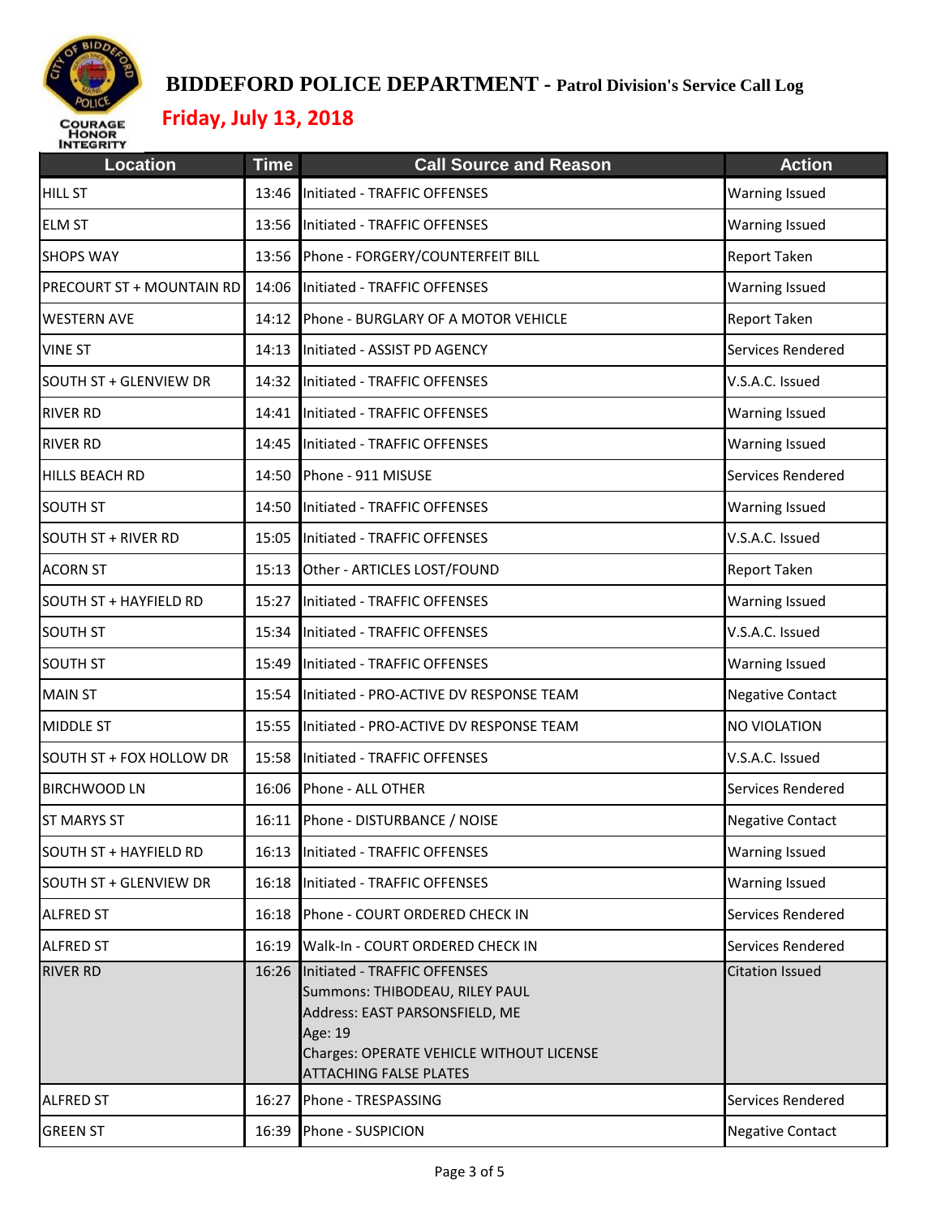# BIDDEFORD POLICE DEPARTMENT - Patrol Division's Service Call Log

## Friday, July 13, 2018

| Location | Time | Call Source and Reason | Action |
|---|---|---|---|
| HILL ST | 13:46 | Initiated - TRAFFIC OFFENSES | Warning Issued |
| ELM ST | 13:56 | Initiated - TRAFFIC OFFENSES | Warning Issued |
| SHOPS WAY | 13:56 | Phone - FORGERY/COUNTERFEIT BILL | Report Taken |
| PRECOURT ST + MOUNTAIN RD | 14:06 | Initiated - TRAFFIC OFFENSES | Warning Issued |
| WESTERN AVE | 14:12 | Phone - BURGLARY OF A MOTOR VEHICLE | Report Taken |
| VINE ST | 14:13 | Initiated - ASSIST PD AGENCY | Services Rendered |
| SOUTH ST + GLENVIEW DR | 14:32 | Initiated - TRAFFIC OFFENSES | V.S.A.C. Issued |
| RIVER RD | 14:41 | Initiated - TRAFFIC OFFENSES | Warning Issued |
| RIVER RD | 14:45 | Initiated - TRAFFIC OFFENSES | Warning Issued |
| HILLS BEACH RD | 14:50 | Phone - 911 MISUSE | Services Rendered |
| SOUTH ST | 14:50 | Initiated - TRAFFIC OFFENSES | Warning Issued |
| SOUTH ST + RIVER RD | 15:05 | Initiated - TRAFFIC OFFENSES | V.S.A.C. Issued |
| ACORN ST | 15:13 | Other - ARTICLES LOST/FOUND | Report Taken |
| SOUTH ST + HAYFIELD RD | 15:27 | Initiated - TRAFFIC OFFENSES | Warning Issued |
| SOUTH ST | 15:34 | Initiated - TRAFFIC OFFENSES | V.S.A.C. Issued |
| SOUTH ST | 15:49 | Initiated - TRAFFIC OFFENSES | Warning Issued |
| MAIN ST | 15:54 | Initiated - PRO-ACTIVE DV RESPONSE TEAM | Negative Contact |
| MIDDLE ST | 15:55 | Initiated - PRO-ACTIVE DV RESPONSE TEAM | NO VIOLATION |
| SOUTH ST + FOX HOLLOW DR | 15:58 | Initiated - TRAFFIC OFFENSES | V.S.A.C. Issued |
| BIRCHWOOD LN | 16:06 | Phone - ALL OTHER | Services Rendered |
| ST MARYS ST | 16:11 | Phone - DISTURBANCE / NOISE | Negative Contact |
| SOUTH ST + HAYFIELD RD | 16:13 | Initiated - TRAFFIC OFFENSES | Warning Issued |
| SOUTH ST + GLENVIEW DR | 16:18 | Initiated - TRAFFIC OFFENSES | Warning Issued |
| ALFRED ST | 16:18 | Phone - COURT ORDERED CHECK IN | Services Rendered |
| ALFRED ST | 16:19 | Walk-In - COURT ORDERED CHECK IN | Services Rendered |
| RIVER RD | 16:26 | Initiated - TRAFFIC OFFENSES<br>Summons: THIBODEAU, RILEY PAUL<br>Address: EAST PARSONSFIELD, ME<br>Age: 19<br>Charges: OPERATE VEHICLE WITHOUT LICENSE<br>ATTACHING FALSE PLATES | Citation Issued |
| ALFRED ST | 16:27 | Phone - TRESPASSING | Services Rendered |
| GREEN ST | 16:39 | Phone - SUSPICION | Negative Contact |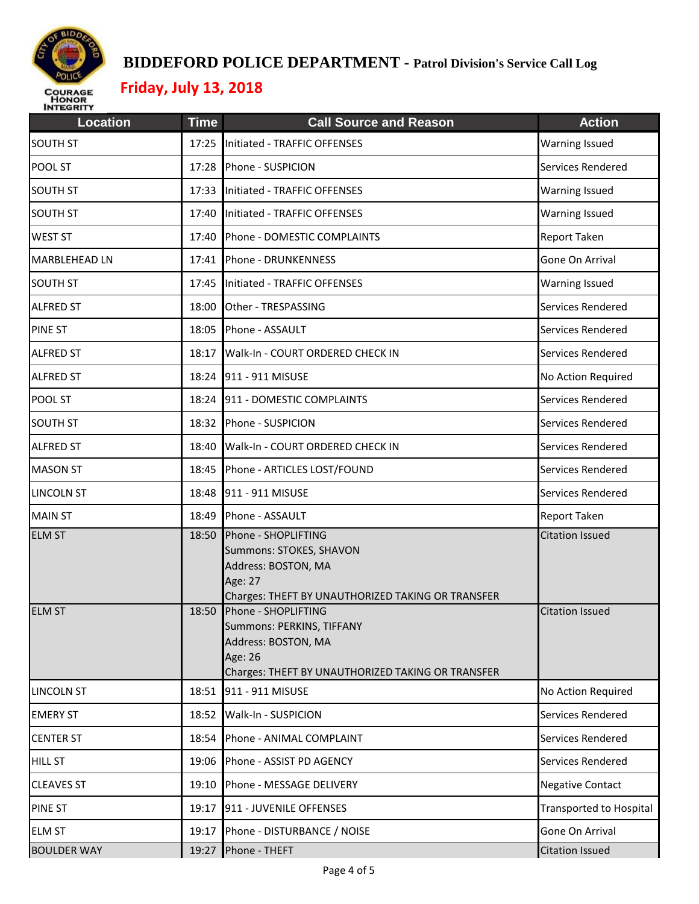# BIDDEFORD POLICE DEPARTMENT - Patrol Division's Service Call Log

## Friday, July 13, 2018

| Location | Time | Call Source and Reason | Action |
|---|---|---|---|
| SOUTH ST | 17:25 | Initiated - TRAFFIC OFFENSES | Warning Issued |
| POOL ST | 17:28 | Phone - SUSPICION | Services Rendered |
| SOUTH ST | 17:33 | Initiated - TRAFFIC OFFENSES | Warning Issued |
| SOUTH ST | 17:40 | Initiated - TRAFFIC OFFENSES | Warning Issued |
| WEST ST | 17:40 | Phone - DOMESTIC COMPLAINTS | Report Taken |
| MARBLEHEAD LN | 17:41 | Phone - DRUNKENNESS | Gone On Arrival |
| SOUTH ST | 17:45 | Initiated - TRAFFIC OFFENSES | Warning Issued |
| ALFRED ST | 18:00 | Other - TRESPASSING | Services Rendered |
| PINE ST | 18:05 | Phone - ASSAULT | Services Rendered |
| ALFRED ST | 18:17 | Walk-In - COURT ORDERED CHECK IN | Services Rendered |
| ALFRED ST | 18:24 | 911 - 911 MISUSE | No Action Required |
| POOL ST | 18:24 | 911 - DOMESTIC COMPLAINTS | Services Rendered |
| SOUTH ST | 18:32 | Phone - SUSPICION | Services Rendered |
| ALFRED ST | 18:40 | Walk-In - COURT ORDERED CHECK IN | Services Rendered |
| MASON ST | 18:45 | Phone - ARTICLES LOST/FOUND | Services Rendered |
| LINCOLN ST | 18:48 | 911 - 911 MISUSE | Services Rendered |
| MAIN ST | 18:49 | Phone - ASSAULT | Report Taken |
| ELM ST | 18:50 | Phone - SHOPLIFTING<br>Summons: STOKES, SHAVON<br>Address: BOSTON, MA<br>Age: 27<br>Charges: THEFT BY UNAUTHORIZED TAKING OR TRANSFER | Citation Issued |
| ELM ST | 18:50 | Phone - SHOPLIFTING<br>Summons: PERKINS, TIFFANY<br>Address: BOSTON, MA<br>Age: 26<br>Charges: THEFT BY UNAUTHORIZED TAKING OR TRANSFER | Citation Issued |
| LINCOLN ST | 18:51 | 911 - 911 MISUSE | No Action Required |
| EMERY ST | 18:52 | Walk-In - SUSPICION | Services Rendered |
| CENTER ST | 18:54 | Phone - ANIMAL COMPLAINT | Services Rendered |
| HILL ST | 19:06 | Phone - ASSIST PD AGENCY | Services Rendered |
| CLEAVES ST | 19:10 | Phone - MESSAGE DELIVERY | Negative Contact |
| PINE ST | 19:17 | 911 - JUVENILE OFFENSES | Transported to Hospital |
| ELM ST | 19:17 | Phone - DISTURBANCE / NOISE | Gone On Arrival |
| BOULDER WAY | 19:27 | Phone - THEFT | Citation Issued |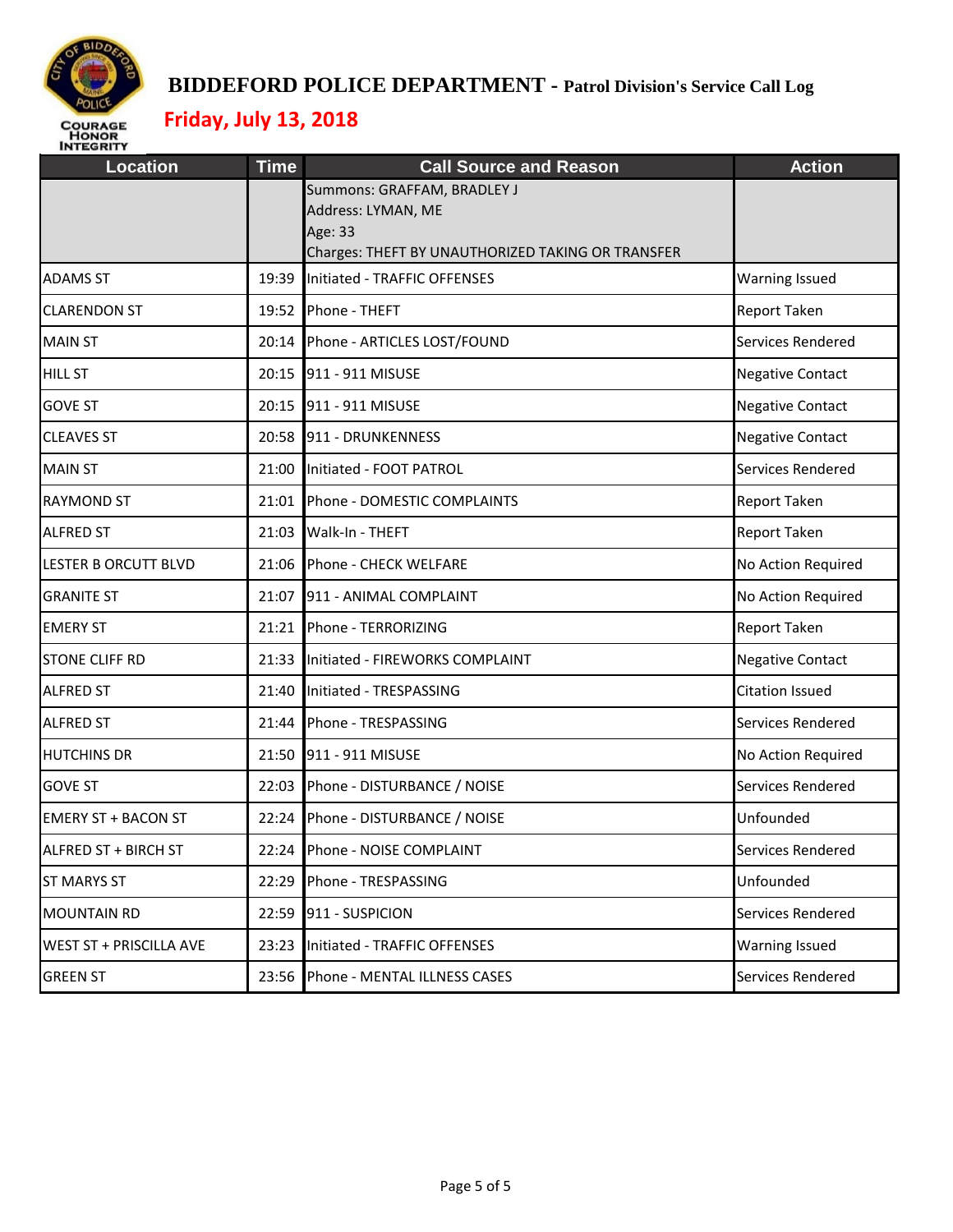# BIDDEFORD POLICE DEPARTMENT - Patrol Division's Service Call Log

## Friday, July 13, 2018

| Location | Time | Call Source and Reason | Action |
|---|---|---|---|
| | | Summons: GRAFFAM, BRADLEY J<br>Address: LYMAN, ME<br>Age: 33<br>Charges: THEFT BY UNAUTHORIZED TAKING OR TRANSFER | |
| ADAMS ST | 19:39 | Initiated - TRAFFIC OFFENSES | Warning Issued |
| CLARENDON ST | 19:52 | Phone - THEFT | Report Taken |
| MAIN ST | 20:14 | Phone - ARTICLES LOST/FOUND | Services Rendered |
| HILL ST | 20:15 | 911 - 911 MISUSE | Negative Contact |
| GOVE ST | 20:15 | 911 - 911 MISUSE | Negative Contact |
| CLEAVES ST | 20:58 | 911 - DRUNKENNESS | Negative Contact |
| MAIN ST | 21:00 | Initiated - FOOT PATROL | Services Rendered |
| RAYMOND ST | 21:01 | Phone - DOMESTIC COMPLAINTS | Report Taken |
| ALFRED ST | 21:03 | Walk-In - THEFT | Report Taken |
| LESTER B ORCUTT BLVD | 21:06 | Phone - CHECK WELFARE | No Action Required |
| GRANITE ST | 21:07 | 911 - ANIMAL COMPLAINT | No Action Required |
| EMERY ST | 21:21 | Phone - TERRORIZING | Report Taken |
| STONE CLIFF RD | 21:33 | Initiated - FIREWORKS COMPLAINT | Negative Contact |
| ALFRED ST | 21:40 | Initiated - TRESPASSING | Citation Issued |
| ALFRED ST | 21:44 | Phone - TRESPASSING | Services Rendered |
| HUTCHINS DR | 21:50 | 911 - 911 MISUSE | No Action Required |
| GOVE ST | 22:03 | Phone - DISTURBANCE / NOISE | Services Rendered |
| EMERY ST + BACON ST | 22:24 | Phone - DISTURBANCE / NOISE | Unfounded |
| ALFRED ST + BIRCH ST | 22:24 | Phone - NOISE COMPLAINT | Services Rendered |
| ST MARYS ST | 22:29 | Phone - TRESPASSING | Unfounded |
| MOUNTAIN RD | 22:59 | 911 - SUSPICION | Services Rendered |
| WEST ST + PRISCILLA AVE | 23:23 | Initiated - TRAFFIC OFFENSES | Warning Issued |
| GREEN ST | 23:56 | Phone - MENTAL ILLNESS CASES | Services Rendered |